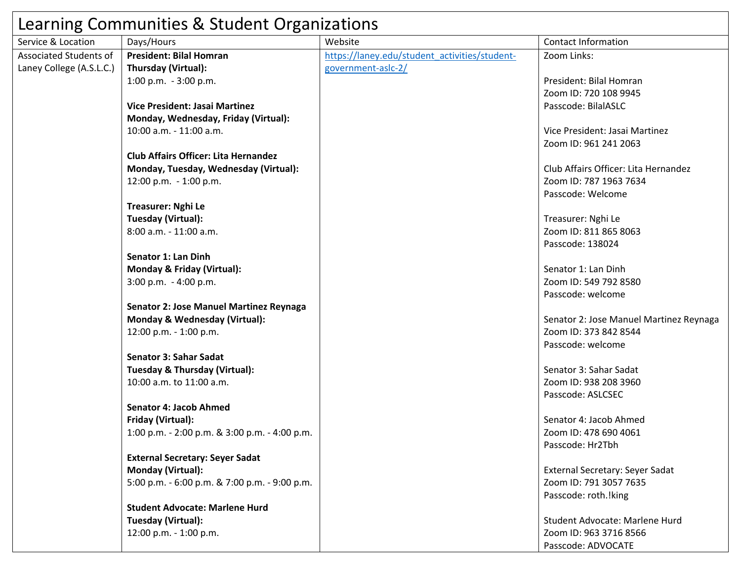# Learning Communities & Student Organizations

| Service & Location | Days/Hours | Website | Contact Information |
|---|---|---|---|
| Associated Students of Laney College (A.S.L.C.) | **President: Bilal Homran**<br>**Thursday (Virtual):**<br>1:00 p.m. - 3:00 p.m.<br><br>**Vice President: Jasai Martinez**<br>**Monday, Wednesday, Friday (Virtual):**<br>10:00 a.m. - 11:00 a.m.<br><br>**Club Affairs Officer: Lita Hernandez**<br>**Monday, Tuesday, Wednesday (Virtual):**<br>12:00 p.m. - 1:00 p.m.<br><br>**Treasurer: Nghi Le**<br>**Tuesday (Virtual):**<br>8:00 a.m. - 11:00 a.m.<br><br>**Senator 1: Lan Dinh**<br>**Monday & Friday (Virtual):**<br>3:00 p.m. - 4:00 p.m.<br><br>**Senator 2: Jose Manuel Martinez Reynaga**<br>**Monday & Wednesday (Virtual):**<br>12:00 p.m. - 1:00 p.m.<br><br>**Senator 3: Sahar Sadat**<br>**Tuesday & Thursday (Virtual):**<br>10:00 a.m. to 11:00 a.m.<br><br>**Senator 4: Jacob Ahmed**<br>**Friday (Virtual):**<br>1:00 p.m. - 2:00 p.m. & 3:00 p.m. - 4:00 p.m.<br><br>**External Secretary: Seyer Sadat**<br>**Monday (Virtual):**<br>5:00 p.m. - 6:00 p.m. & 7:00 p.m. - 9:00 p.m.<br><br>**Student Advocate: Marlene Hurd**<br>**Tuesday (Virtual):**<br>12:00 p.m. - 1:00 p.m. | https://laney.edu/student_activities/student-government-aslc-2/ | Zoom Links:<br><br>President: Bilal Homran<br>Zoom ID: 720 108 9945<br>Passcode: BilalASLC<br><br>Vice President: Jasai Martinez<br>Zoom ID: 961 241 2063<br><br>Club Affairs Officer: Lita Hernandez<br>Zoom ID: 787 1963 7634<br>Passcode: Welcome<br><br>Treasurer: Nghi Le<br>Zoom ID: 811 865 8063<br>Passcode: 138024<br><br>Senator 1: Lan Dinh<br>Zoom ID: 549 792 8580<br>Passcode: welcome<br><br>Senator 2: Jose Manuel Martinez Reynaga<br>Zoom ID: 373 842 8544<br>Passcode: welcome<br><br>Senator 3: Sahar Sadat<br>Zoom ID: 938 208 3960<br>Passcode: ASLCSEC<br><br>Senator 4: Jacob Ahmed<br>Zoom ID: 478 690 4061<br>Passcode: Hr2Tbh<br><br>External Secretary: Seyer Sadat<br>Zoom ID: 791 3057 7635<br>Passcode: roth.!king<br><br>Student Advocate: Marlene Hurd<br>Zoom ID: 963 3716 8566<br>Passcode: ADVOCATE |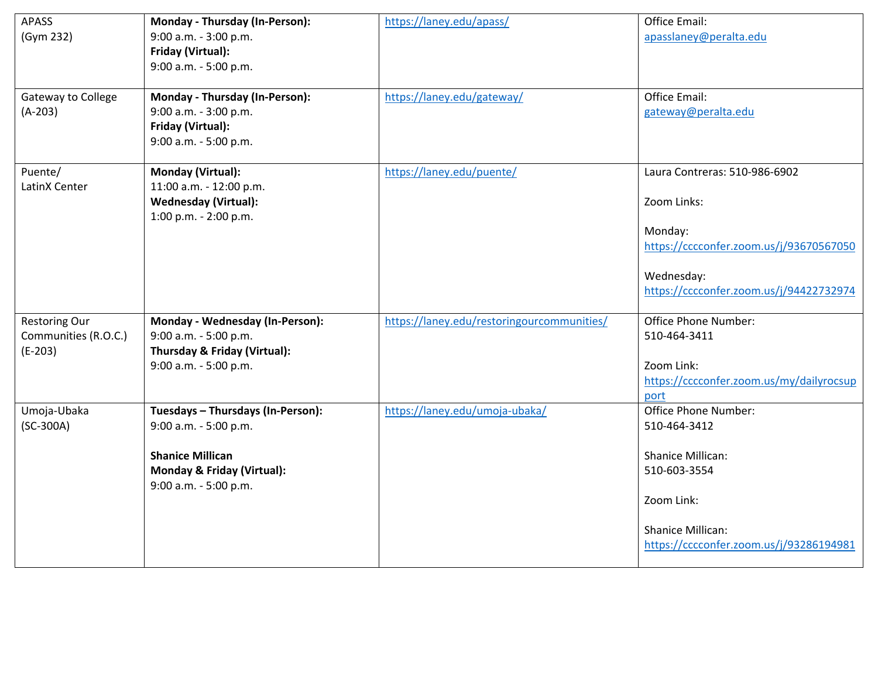| | | | |
|---|---|---|---|
| APASS<br>(Gym 232) | **Monday - Thursday (In-Person):**<br>9:00 a.m. - 3:00 p.m.<br>**Friday (Virtual):**<br>9:00 a.m. - 5:00 p.m. | https://laney.edu/apass/ | Office Email:<br>apasslaney@peralta.edu |
| Gateway to College<br>(A-203) | **Monday - Thursday (In-Person):**<br>9:00 a.m. - 3:00 p.m.<br>**Friday (Virtual):**<br>9:00 a.m. - 5:00 p.m. | https://laney.edu/gateway/ | Office Email:<br>gateway@peralta.edu |
| Puente/<br>LatinX Center | **Monday (Virtual):**<br>11:00 a.m. - 12:00 p.m.<br>**Wednesday (Virtual):**<br>1:00 p.m. - 2:00 p.m. | https://laney.edu/puente/ | Laura Contreras: 510-986-6902<br><br>Zoom Links:<br><br>Monday:<br>https://cccconfer.zoom.us/j/93670567050<br><br>Wednesday:<br>https://cccconfer.zoom.us/j/94422732974 |
| Restoring Our Communities (R.O.C.)<br>(E-203) | **Monday - Wednesday (In-Person):**<br>9:00 a.m. - 5:00 p.m.<br>**Thursday & Friday (Virtual):**<br>9:00 a.m. - 5:00 p.m. | https://laney.edu/restoringourcommunities/ | Office Phone Number:<br>510-464-3411<br><br>Zoom Link:<br>https://cccconfer.zoom.us/my/dailyrocsupport |
| Umoja-Ubaka<br>(SC-300A) | **Tuesdays – Thursdays (In-Person):**<br>9:00 a.m. - 5:00 p.m.<br><br>**Shanice Millican**<br>**Monday & Friday (Virtual):**<br>9:00 a.m. - 5:00 p.m. | https://laney.edu/umoja-ubaka/ | Office Phone Number:<br>510-464-3412<br><br>Shanice Millican:<br>510-603-3554<br><br>Zoom Link:<br><br>Shanice Millican:<br>https://cccconfer.zoom.us/j/93286194981 |